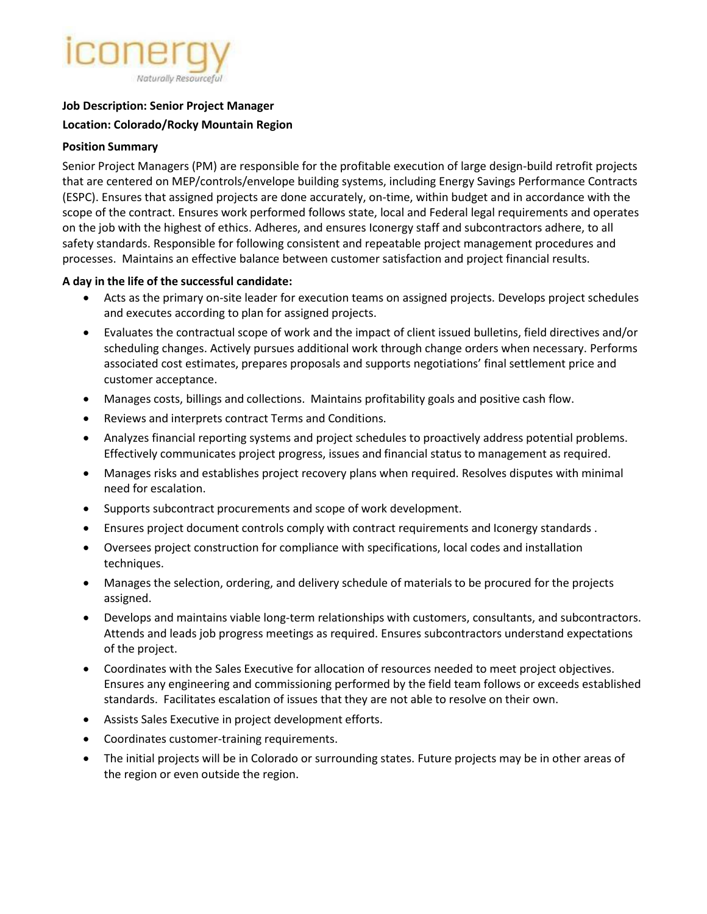**Job Description: Senior Project Manager**

**Location: Colorado/Rocky Mountain Region**

**Position Summary**

Senior Project Managers (PM) are responsible for the profitable execution of large design-build retrofit projects that are centered on MEP/controls/envelope building systems, including Energy Savings Performance Contracts (ESPC). Ensures that assigned projects are done accurately, on-time, within budget and in accordance with the scope of the contract. Ensures work performed follows state, local and Federal legal requirements and operates on the job with the highest of ethics. Adheres, and ensures Iconergy staff and subcontractors adhere, to all safety standards. Responsible for following consistent and repeatable project management procedures and processes. Maintains an effective balance between customer satisfaction and project financial results.

**A day in the life of the successful candidate:**

- Acts as the primary on-site leader for execution teams on assigned projects. Develops project schedules and executes according to plan for assigned projects.
- Evaluates the contractual scope of work and the impact of client issued bulletins, field directives and/or scheduling changes. Actively pursues additional work through change orders when necessary. Performs associated cost estimates, prepares proposals and supports negotiations' final settlement price and customer acceptance.
- Manages costs, billings and collections. Maintains profitability goals and positive cash flow.
- Reviews and interprets contract Terms and Conditions.
- Analyzes financial reporting systems and project schedules to proactively address potential problems. Effectively communicates project progress, issues and financial status to management as required.
- Manages risks and establishes project recovery plans when required. Resolves disputes with minimal need for escalation.
- Supports subcontract procurements and scope of work development.
- Ensures project document controls comply with contract requirements and Iconergy standards .
- Oversees project construction for compliance with specifications, local codes and installation techniques.
- Manages the selection, ordering, and delivery schedule of materials to be procured for the projects assigned.
- Develops and maintains viable long-term relationships with customers, consultants, and subcontractors. Attends and leads job progress meetings as required. Ensures subcontractors understand expectations of the project.
- Coordinates with the Sales Executive for allocation of resources needed to meet project objectives. Ensures any engineering and commissioning performed by the field team follows or exceeds established standards. Facilitates escalation of issues that they are not able to resolve on their own.
- Assists Sales Executive in project development efforts.
- Coordinates customer-training requirements.
- The initial projects will be in Colorado or surrounding states. Future projects may be in other areas of the region or even outside the region.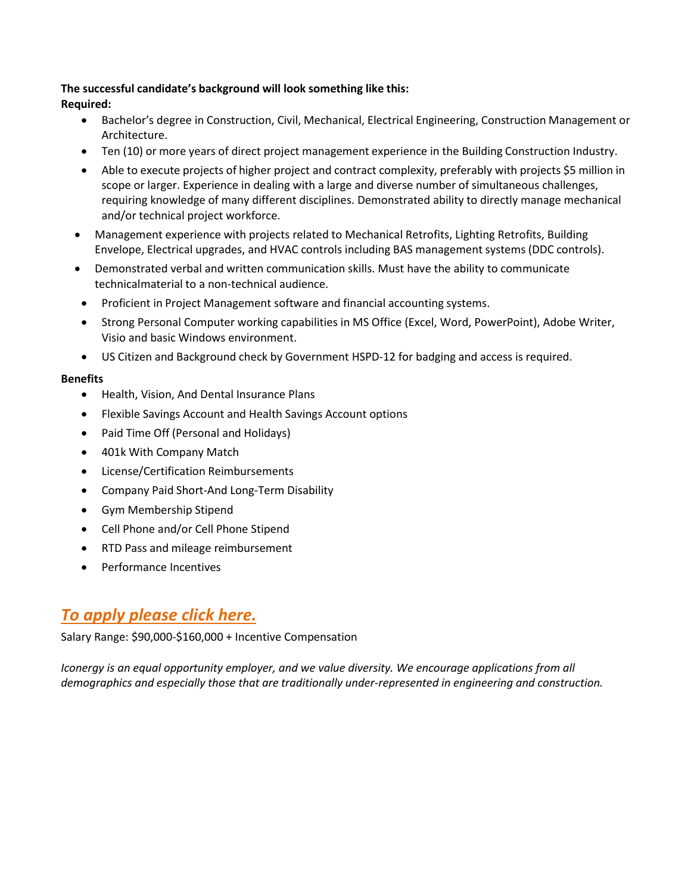**The successful candidate's background will look something like this:**
**Required:**

- Bachelor's degree in Construction, Civil, Mechanical, Electrical Engineering, Construction Management or Architecture.
- Ten (10) or more years of direct project management experience in the Building Construction Industry.
- Able to execute projects of higher project and contract complexity, preferably with projects $5 million in scope or larger. Experience in dealing with a large and diverse number of simultaneous challenges, requiring knowledge of many different disciplines. Demonstrated ability to directly manage mechanical and/or technical project workforce.
- Management experience with projects related to Mechanical Retrofits, Lighting Retrofits, Building Envelope, Electrical upgrades, and HVAC controls including BAS management systems (DDC controls).
- Demonstrated verbal and written communication skills. Must have the ability to communicate technicalmaterial to a non-technical audience.
- Proficient in Project Management software and financial accounting systems.
- Strong Personal Computer working capabilities in MS Office (Excel, Word, PowerPoint), Adobe Writer, Visio and basic Windows environment.
- US Citizen and Background check by Government HSPD-12 for badging and access is required.

**Benefits**

- Health, Vision, And Dental Insurance Plans
- Flexible Savings Account and Health Savings Account options
- Paid Time Off (Personal and Holidays)
- 401k With Company Match
- License/Certification Reimbursements
- Company Paid Short-And Long-Term Disability
- Gym Membership Stipend
- Cell Phone and/or Cell Phone Stipend
- RTD Pass and mileage reimbursement
- Performance Incentives

## *To apply please click here.*

Salary Range: $90,000-$160,000 + Incentive Compensation

*Iconergy is an equal opportunity employer, and we value diversity. We encourage applications from all demographics and especially those that are traditionally under-represented in engineering and construction.*